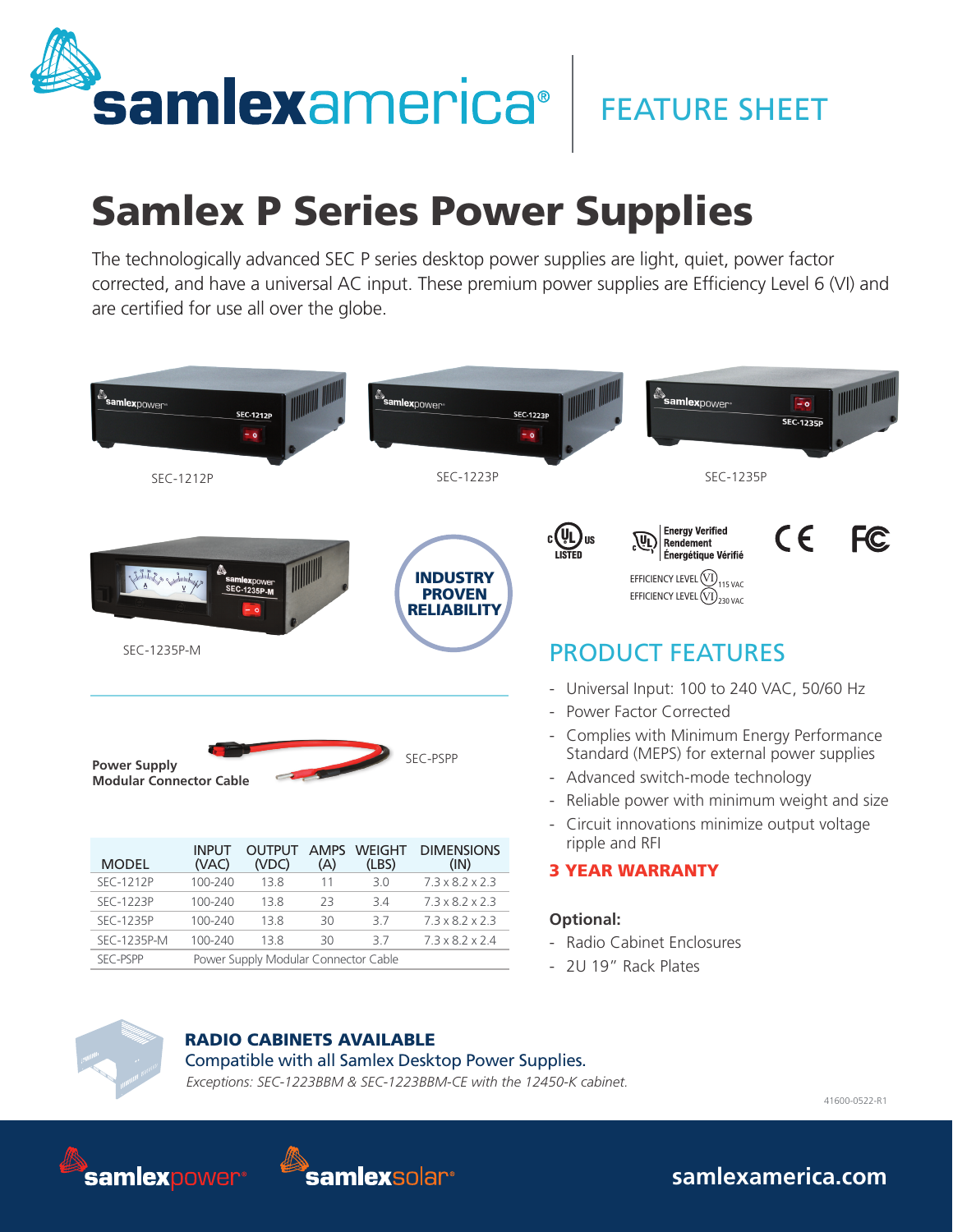samlexamerica®

FEATURE SHEET

# Samlex P Series Power Supplies

The technologically advanced SEC P series desktop power supplies are light, quiet, power factor corrected, and have a universal AC input. These premium power supplies are Efficiency Level 6 (VI) and are certified for use all over the globe.

SEC-1212P

SEC-1223P

SEC-1235P

SEC-1235P-M

**INDUSTRY PROVEN RELIABILITY**

Energy Verified
Rendement Énergétique Vérifié

EFFICIENCY LEVEL VI 115 VAC
EFFICIENCY LEVEL VI 230 VAC

**Power Supply Modular Connector Cable**

SEC-PSPP

| MODEL | INPUT (VAC) | OUTPUT (VDC) | AMPS (A) | WEIGHT (LBS) | DIMENSIONS (IN) |
|---|---|---|---|---|---|
| SEC-1212P | 100-240 | 13.8 | 11 | 3.0 | 7.3 x 8.2 x 2.3 |
| SEC-1223P | 100-240 | 13.8 | 23 | 3.4 | 7.3 x 8.2 x 2.3 |
| SEC-1235P | 100-240 | 13.8 | 30 | 3.7 | 7.3 x 8.2 x 2.3 |
| SEC-1235P-M | 100-240 | 13.8 | 30 | 3.7 | 7.3 x 8.2 x 2.4 |
| SEC-PSPP | Power Supply Modular Connector Cable | | | | |

## PRODUCT FEATURES

- Universal Input: 100 to 240 VAC, 50/60 Hz
- Power Factor Corrected
- Complies with Minimum Energy Performance Standard (MEPS) for external power supplies
- Advanced switch-mode technology
- Reliable power with minimum weight and size
- Circuit innovations minimize output voltage ripple and RFI

**3 YEAR WARRANTY**

**Optional:**

- Radio Cabinet Enclosures
- 2U 19" Rack Plates

**RADIO CABINETS AVAILABLE**

Compatible with all Samlex Desktop Power Supplies.

*Exceptions: SEC-1223BBM & SEC-1223BBM-CE with the 12450-K cabinet.*

41600-0522-R1

samlexpower® samlexsolar® samlexamerica.com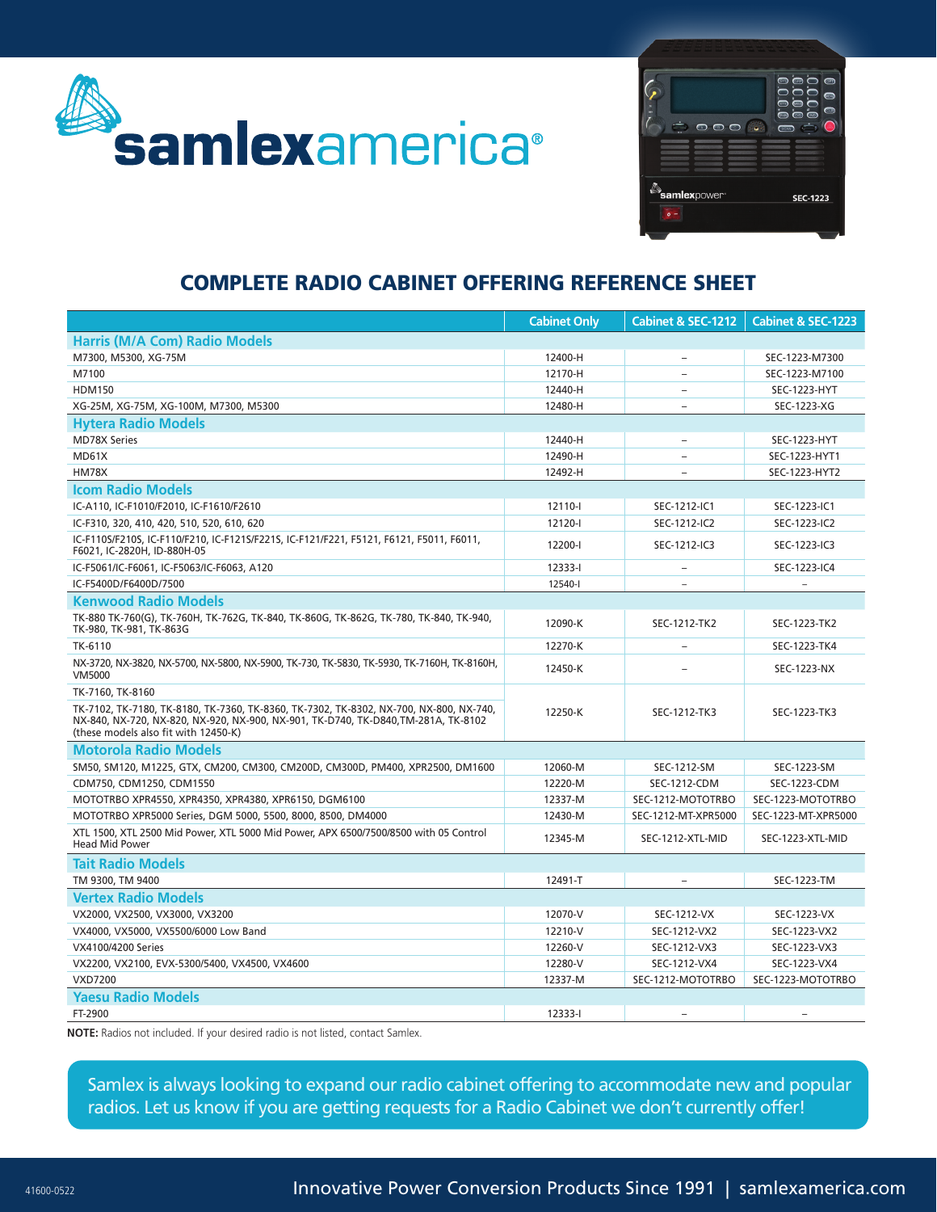# samlexamerica®

## COMPLETE RADIO CABINET OFFERING REFERENCE SHEET

| | Cabinet Only | Cabinet & SEC-1212 | Cabinet & SEC-1223 |
|---|---|---|---|
| **Harris (M/A Com) Radio Models** | | | |
| M7300, M5300, XG-75M | 12400-H | – | SEC-1223-M7300 |
| M7100 | 12170-H | – | SEC-1223-M7100 |
| HDM150 | 12440-H | – | SEC-1223-HYT |
| XG-25M, XG-75M, XG-100M, M7300, M5300 | 12480-H | – | SEC-1223-XG |
| **Hytera Radio Models** | | | |
| MD78X Series | 12440-H | – | SEC-1223-HYT |
| MD61X | 12490-H | – | SEC-1223-HYT1 |
| HM78X | 12492-H | – | SEC-1223-HYT2 |
| **Icom Radio Models** | | | |
| IC-A110, IC-F1010/F2010, IC-F1610/F2610 | 12110-I | SEC-1212-IC1 | SEC-1223-IC1 |
| IC-F310, 320, 410, 420, 510, 520, 610, 620 | 12120-I | SEC-1212-IC2 | SEC-1223-IC2 |
| IC-F110S/F210S, IC-F110/F210, IC-F121S/F221S, IC-F121/F221, F5121, F6121, F5011, F6011, F6021, IC-2820H, ID-880H-05 | 12200-I | SEC-1212-IC3 | SEC-1223-IC3 |
| IC-F5061/IC-F6061, IC-F5063/IC-F6063, A120 | 12333-I | – | SEC-1223-IC4 |
| IC-F5400D/F6400D/7500 | 12540-I | – | – |
| **Kenwood Radio Models** | | | |
| TK-880 TK-760(G), TK-760H, TK-762G, TK-840, TK-860G, TK-862G, TK-780, TK-840, TK-940, TK-980, TK-981, TK-863G | 12090-K | SEC-1212-TK2 | SEC-1223-TK2 |
| TK-6110 | 12270-K | – | SEC-1223-TK4 |
| NX-3720, NX-3820, NX-5700, NX-5800, NX-5900, TK-730, TK-5830, TK-5930, TK-7160H, TK-8160H, VM5000 | 12450-K | – | SEC-1223-NX |
| TK-7160, TK-8160<br>TK-7102, TK-7180, TK-8180, TK-7360, TK-8360, TK-7302, TK-8302, NX-700, NX-800, NX-740, NX-840, NX-720, NX-820, NX-920, NX-900, NX-901, TK-D740, TK-D840,TM-281A, TK-8102 (these models also fit with 12450-K) | 12250-K | SEC-1212-TK3 | SEC-1223-TK3 |
| **Motorola Radio Models** | | | |
| SM50, SM120, M1225, GTX, CM200, CM300, CM200D, CM300D, PM400, XPR2500, DM1600 | 12060-M | SEC-1212-SM | SEC-1223-SM |
| CDM750, CDM1250, CDM1550 | 12220-M | SEC-1212-CDM | SEC-1223-CDM |
| MOTOTRBO XPR4550, XPR4350, XPR4380, XPR6150, DGM6100 | 12337-M | SEC-1212-MOTOTRBO | SEC-1223-MOTOTRBO |
| MOTOTRBO XPR5000 Series, DGM 5000, 5500, 8000, 8500, DM4000 | 12430-M | SEC-1212-MT-XPR5000 | SEC-1223-MT-XPR5000 |
| XTL 1500, XTL 2500 Mid Power, XTL 5000 Mid Power, APX 6500/7500/8500 with 05 Control Head Mid Power | 12345-M | SEC-1212-XTL-MID | SEC-1223-XTL-MID |
| **Tait Radio Models** | | | |
| TM 9300, TM 9400 | 12491-T | – | SEC-1223-TM |
| **Vertex Radio Models** | | | |
| VX2000, VX2500, VX3000, VX3200 | 12070-V | SEC-1212-VX | SEC-1223-VX |
| VX4000, VX5000, VX5500/6000 Low Band | 12210-V | SEC-1212-VX2 | SEC-1223-VX2 |
| VX4100/4200 Series | 12260-V | SEC-1212-VX3 | SEC-1223-VX3 |
| VX2200, VX2100, EVX-5300/5400, VX4500, VX4600 | 12280-V | SEC-1212-VX4 | SEC-1223-VX4 |
| VXD7200 | 12337-M | SEC-1212-MOTOTRBO | SEC-1223-MOTOTRBO |
| **Yaesu Radio Models** | | | |
| FT-2900 | 12333-I | – | – |

**NOTE:** Radios not included. If your desired radio is not listed, contact Samlex.

Samlex is always looking to expand our radio cabinet offering to accommodate new and popular radios. Let us know if you are getting requests for a Radio Cabinet we don't currently offer!

41600-0522

Innovative Power Conversion Products Since 1991 | samlexamerica.com